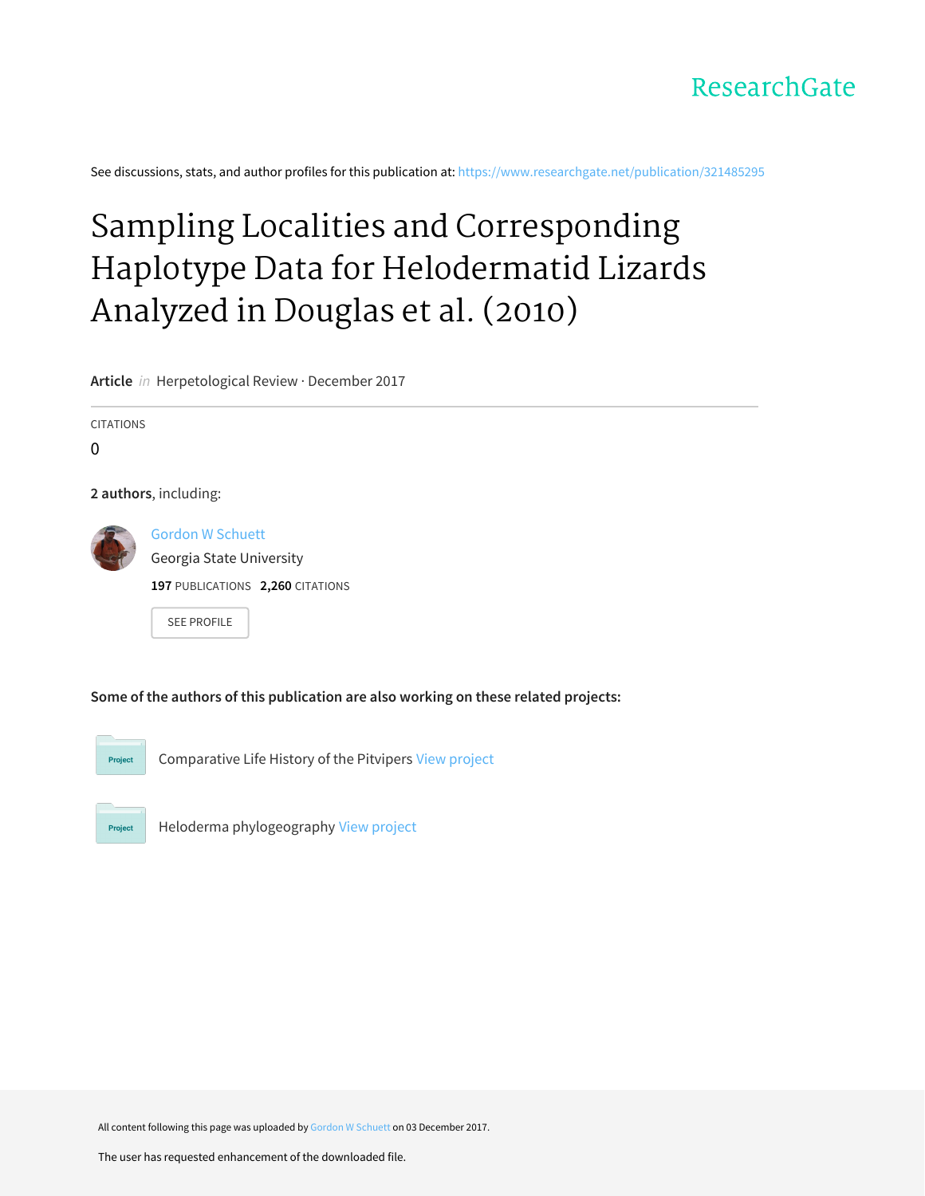ResearchGate

See discussions, stats, and author profiles for this publication at: https://www.researchgate.net/publication/321485295

# Sampling Localities and Corresponding Haplotype Data for Helodermatid Lizards Analyzed in Douglas et al. (2010)

**Article** *in* Herpetological Review · December 2017

CITATIONS

0

**2 authors**, including:

Gordon W Schuett

Georgia State University

**197** PUBLICATIONS **2,260** CITATIONS

SEE PROFILE

**Some of the authors of this publication are also working on these related projects:**

Project: Comparative Life History of the Pitvipers View project

Project: Heloderma phylogeography View project

All content following this page was uploaded by Gordon W Schuett on 03 December 2017.

The user has requested enhancement of the downloaded file.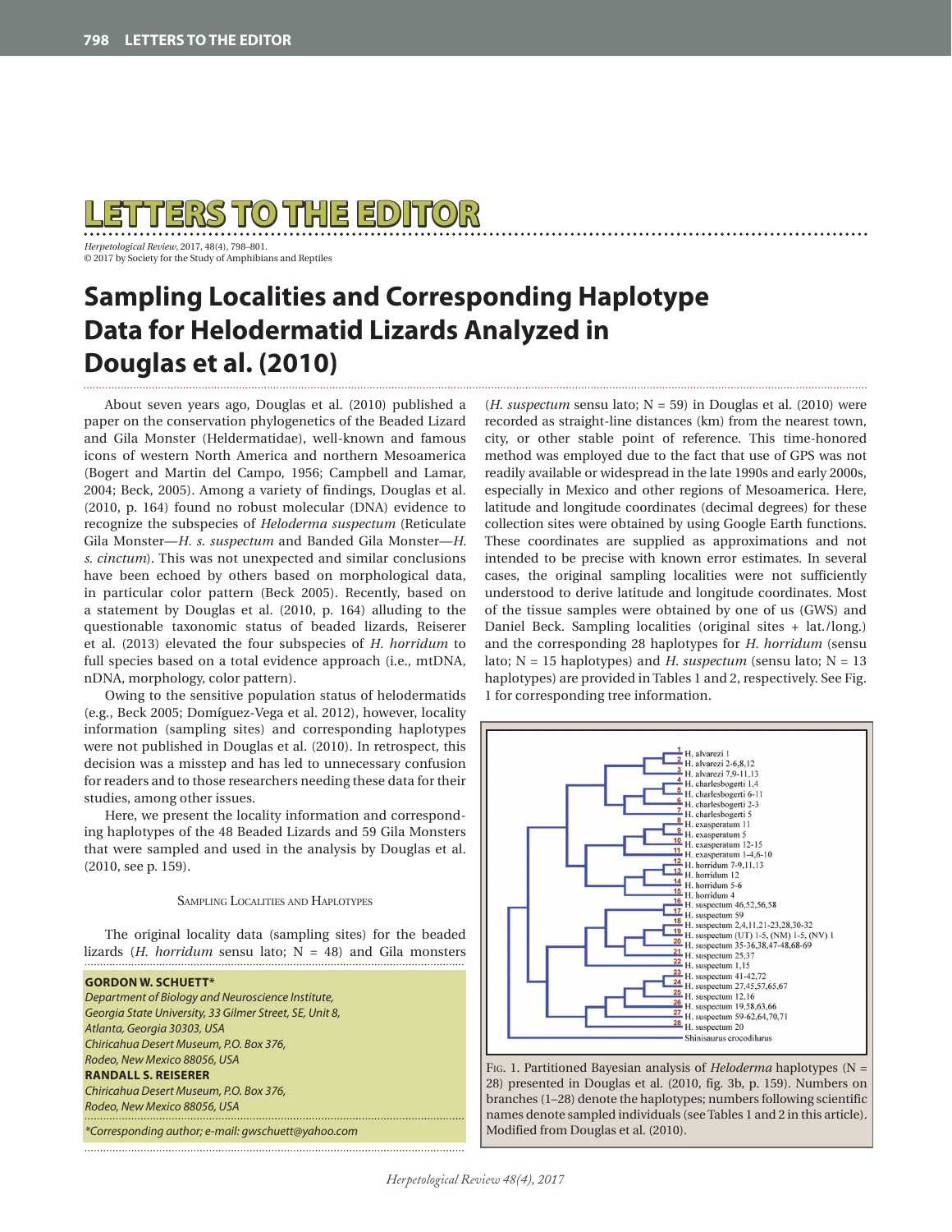# LETTERS TO THE EDITOR

*Herpetological Review*, 2017, 48(4), 798–801.
© 2017 by Society for the Study of Amphibians and Reptiles

## Sampling Localities and Corresponding Haplotype Data for Helodermatid Lizards Analyzed in Douglas et al. (2010)

About seven years ago, Douglas et al. (2010) published a paper on the conservation phylogenetics of the Beaded Lizard and Gila Monster (Heldermatidae), well-known and famous icons of western North America and northern Mesoamerica (Bogert and Martin del Campo, 1956; Campbell and Lamar, 2004; Beck, 2005). Among a variety of findings, Douglas et al. (2010, p. 164) found no robust molecular (DNA) evidence to recognize the subspecies of *Heloderma suspectum* (Reticulate Gila Monster—*H. s. suspectum* and Banded Gila Monster—*H. s. cinctum*). This was not unexpected and similar conclusions have been echoed by others based on morphological data, in particular color pattern (Beck 2005). Recently, based on a statement by Douglas et al. (2010, p. 164) alluding to the questionable taxonomic status of beaded lizards, Reiserer et al. (2013) elevated the four subspecies of *H. horridum* to full species based on a total evidence approach (i.e., mtDNA, nDNA, morphology, color pattern).

Owing to the sensitive population status of helodermatids (e.g., Beck 2005; Domíguez-Vega et al. 2012), however, locality information (sampling sites) and corresponding haplotypes were not published in Douglas et al. (2010). In retrospect, this decision was a misstep and has led to unnecessary confusion for readers and to those researchers needing these data for their studies, among other issues.

Here, we present the locality information and corresponding haplotypes of the 48 Beaded Lizards and 59 Gila Monsters that were sampled and used in the analysis by Douglas et al. (2010, see p. 159).

### Sampling Localities and Haplotypes

The original locality data (sampling sites) for the beaded lizards (*H. horridum* sensu lato; N = 48) and Gila monsters (*H. suspectum* sensu lato; N = 59) in Douglas et al. (2010) were recorded as straight-line distances (km) from the nearest town, city, or other stable point of reference. This time-honored method was employed due to the fact that use of GPS was not readily available or widespread in the late 1990s and early 2000s, especially in Mexico and other regions of Mesoamerica. Here, latitude and longitude coordinates (decimal degrees) for these collection sites were obtained by using Google Earth functions. These coordinates are supplied as approximations and not intended to be precise with known error estimates. In several cases, the original sampling localities were not sufficiently understood to derive latitude and longitude coordinates. Most of the tissue samples were obtained by one of us (GWS) and Daniel Beck. Sampling localities (original sites + lat./long.) and the corresponding 28 haplotypes for *H. horridum* (sensu lato; N = 15 haplotypes) and *H. suspectum* (sensu lato; N = 13 haplotypes) are provided in Tables 1 and 2, respectively. See Fig. 1 for corresponding tree information.

**GORDON W. SCHUETT***
*Department of Biology and Neuroscience Institute, Georgia State University, 33 Gilmer Street, SE, Unit 8, Atlanta, Georgia 30303, USA*
*Chiricahua Desert Museum, P.O. Box 376, Rodeo, New Mexico 88056, USA*
**RANDALL S. REISERER**
*Chiricahua Desert Museum, P.O. Box 376, Rodeo, New Mexico 88056, USA*

*Corresponding author; e-mail: gwschuett@yahoo.com

Fig. 1. Partitioned Bayesian analysis of *Heloderma* haplotypes (N = 28) presented in Douglas et al. (2010, fig. 3b, p. 159). Numbers on branches (1–28) denote the haplotypes; numbers following scientific names denote sampled individuals (see Tables 1 and 2 in this article). Modified from Douglas et al. (2010).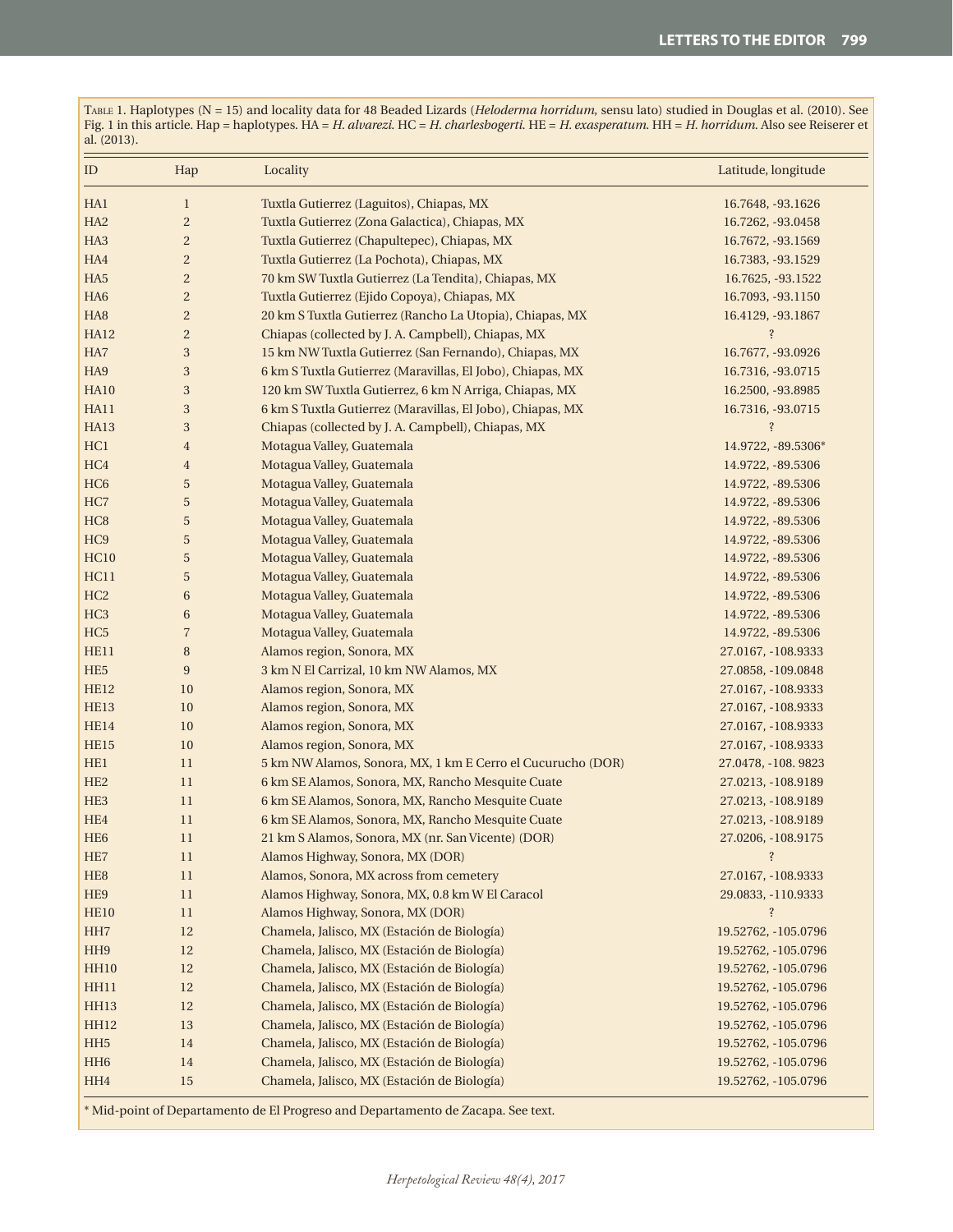Table 1. Haplotypes (N = 15) and locality data for 48 Beaded Lizards (*Heloderma horridum*, sensu lato) studied in Douglas et al. (2010). See Fig. 1 in this article. Hap = haplotypes. HA = *H. alvarezi*. HC = *H. charlesbogerti*. HE = *H. exasperatum*. HH = *H. horridum*. Also see Reiserer et al. (2013).

| ID | Hap | Locality | Latitude, longitude |
|---|---|---|---|
| HA1 | 1 | Tuxtla Gutierrez (Laguitos), Chiapas, MX | 16.7648, -93.1626 |
| HA2 | 2 | Tuxtla Gutierrez (Zona Galactica), Chiapas, MX | 16.7262, -93.0458 |
| HA3 | 2 | Tuxtla Gutierrez (Chapultepec), Chiapas, MX | 16.7672, -93.1569 |
| HA4 | 2 | Tuxtla Gutierrez (La Pochota), Chiapas, MX | 16.7383, -93.1529 |
| HA5 | 2 | 70 km SW Tuxtla Gutierrez (La Tendita), Chiapas, MX | 16.7625, -93.1522 |
| HA6 | 2 | Tuxtla Gutierrez (Ejido Copoya), Chiapas, MX | 16.7093, -93.1150 |
| HA8 | 2 | 20 km S Tuxtla Gutierrez (Rancho La Utopia), Chiapas, MX | 16.4129, -93.1867 |
| HA12 | 2 | Chiapas (collected by J. A. Campbell), Chiapas, MX | ? |
| HA7 | 3 | 15 km NW Tuxtla Gutierrez (San Fernando), Chiapas, MX | 16.7677, -93.0926 |
| HA9 | 3 | 6 km S Tuxtla Gutierrez (Maravillas, El Jobo), Chiapas, MX | 16.7316, -93.0715 |
| HA10 | 3 | 120 km SW Tuxtla Gutierrez, 6 km N Arriga, Chiapas, MX | 16.2500, -93.8985 |
| HA11 | 3 | 6 km S Tuxtla Gutierrez (Maravillas, El Jobo), Chiapas, MX | 16.7316, -93.0715 |
| HA13 | 3 | Chiapas (collected by J. A. Campbell), Chiapas, MX | ? |
| HC1 | 4 | Motagua Valley, Guatemala | 14.9722, -89.5306* |
| HC4 | 4 | Motagua Valley, Guatemala | 14.9722, -89.5306 |
| HC6 | 5 | Motagua Valley, Guatemala | 14.9722, -89.5306 |
| HC7 | 5 | Motagua Valley, Guatemala | 14.9722, -89.5306 |
| HC8 | 5 | Motagua Valley, Guatemala | 14.9722, -89.5306 |
| HC9 | 5 | Motagua Valley, Guatemala | 14.9722, -89.5306 |
| HC10 | 5 | Motagua Valley, Guatemala | 14.9722, -89.5306 |
| HC11 | 5 | Motagua Valley, Guatemala | 14.9722, -89.5306 |
| HC2 | 6 | Motagua Valley, Guatemala | 14.9722, -89.5306 |
| HC3 | 6 | Motagua Valley, Guatemala | 14.9722, -89.5306 |
| HC5 | 7 | Motagua Valley, Guatemala | 14.9722, -89.5306 |
| HE11 | 8 | Alamos region, Sonora, MX | 27.0167, -108.9333 |
| HE5 | 9 | 3 km N El Carrizal, 10 km NW Alamos, MX | 27.0858, -109.0848 |
| HE12 | 10 | Alamos region, Sonora, MX | 27.0167, -108.9333 |
| HE13 | 10 | Alamos region, Sonora, MX | 27.0167, -108.9333 |
| HE14 | 10 | Alamos region, Sonora, MX | 27.0167, -108.9333 |
| HE15 | 10 | Alamos region, Sonora, MX | 27.0167, -108.9333 |
| HE1 | 11 | 5 km NW Alamos, Sonora, MX, 1 km E Cerro el Cucurucho (DOR) | 27.0478, -108. 9823 |
| HE2 | 11 | 6 km SE Alamos, Sonora, MX, Rancho Mesquite Cuate | 27.0213, -108.9189 |
| HE3 | 11 | 6 km SE Alamos, Sonora, MX, Rancho Mesquite Cuate | 27.0213, -108.9189 |
| HE4 | 11 | 6 km SE Alamos, Sonora, MX, Rancho Mesquite Cuate | 27.0213, -108.9189 |
| HE6 | 11 | 21 km S Alamos, Sonora, MX (nr. San Vicente) (DOR) | 27.0206, -108.9175 |
| HE7 | 11 | Alamos Highway, Sonora, MX (DOR) | ? |
| HE8 | 11 | Alamos, Sonora, MX across from cemetery | 27.0167, -108.9333 |
| HE9 | 11 | Alamos Highway, Sonora, MX, 0.8 km W El Caracol | 29.0833, -110.9333 |
| HE10 | 11 | Alamos Highway, Sonora, MX (DOR) | ? |
| HH7 | 12 | Chamela, Jalisco, MX (Estación de Biología) | 19.52762, -105.0796 |
| HH9 | 12 | Chamela, Jalisco, MX (Estación de Biología) | 19.52762, -105.0796 |
| HH10 | 12 | Chamela, Jalisco, MX (Estación de Biología) | 19.52762, -105.0796 |
| HH11 | 12 | Chamela, Jalisco, MX (Estación de Biología) | 19.52762, -105.0796 |
| HH13 | 12 | Chamela, Jalisco, MX (Estación de Biología) | 19.52762, -105.0796 |
| HH12 | 13 | Chamela, Jalisco, MX (Estación de Biología) | 19.52762, -105.0796 |
| HH5 | 14 | Chamela, Jalisco, MX (Estación de Biología) | 19.52762, -105.0796 |
| HH6 | 14 | Chamela, Jalisco, MX (Estación de Biología) | 19.52762, -105.0796 |
| HH4 | 15 | Chamela, Jalisco, MX (Estación de Biología) | 19.52762, -105.0796 |

\* Mid-point of Departamento de El Progreso and Departamento de Zacapa. See text.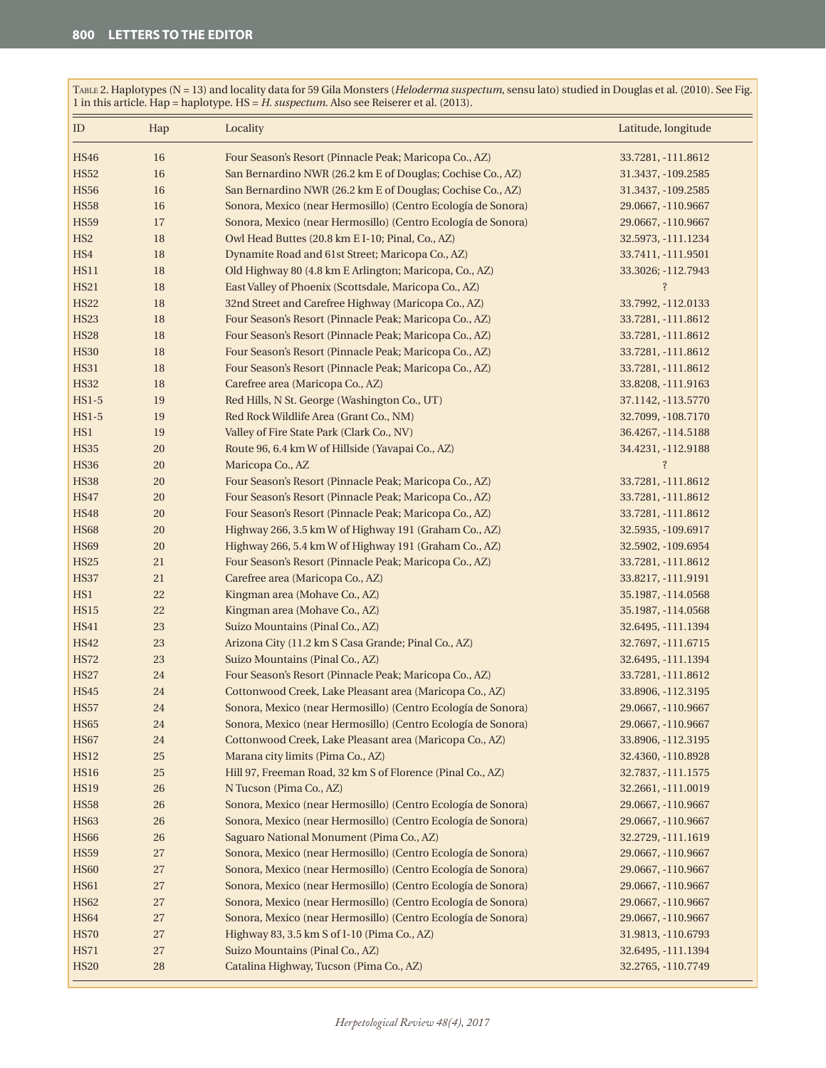Table 2. Haplotypes (N = 13) and locality data for 59 Gila Monsters (*Heloderma suspectum*, sensu lato) studied in Douglas et al. (2010). See Fig. 1 in this article. Hap = haplotype. HS = *H. suspectum*. Also see Reiserer et al. (2013).

| ID | Hap | Locality | Latitude, longitude |
|---|---|---|---|
| HS46 | 16 | Four Season's Resort (Pinnacle Peak; Maricopa Co., AZ) | 33.7281, -111.8612 |
| HS52 | 16 | San Bernardino NWR (26.2 km E of Douglas; Cochise Co., AZ) | 31.3437, -109.2585 |
| HS56 | 16 | San Bernardino NWR (26.2 km E of Douglas; Cochise Co., AZ) | 31.3437, -109.2585 |
| HS58 | 16 | Sonora, Mexico (near Hermosillo) (Centro Ecología de Sonora) | 29.0667, -110.9667 |
| HS59 | 17 | Sonora, Mexico (near Hermosillo) (Centro Ecología de Sonora) | 29.0667, -110.9667 |
| HS2 | 18 | Owl Head Buttes (20.8 km E I-10; Pinal, Co., AZ) | 32.5973, -111.1234 |
| HS4 | 18 | Dynamite Road and 61st Street; Maricopa Co., AZ) | 33.7411, -111.9501 |
| HS11 | 18 | Old Highway 80 (4.8 km E Arlington; Maricopa, Co., AZ) | 33.3026; -112.7943 |
| HS21 | 18 | East Valley of Phoenix (Scottsdale, Maricopa Co., AZ) | ? |
| HS22 | 18 | 32nd Street and Carefree Highway (Maricopa Co., AZ) | 33.7992, -112.0133 |
| HS23 | 18 | Four Season's Resort (Pinnacle Peak; Maricopa Co., AZ) | 33.7281, -111.8612 |
| HS28 | 18 | Four Season's Resort (Pinnacle Peak; Maricopa Co., AZ) | 33.7281, -111.8612 |
| HS30 | 18 | Four Season's Resort (Pinnacle Peak; Maricopa Co., AZ) | 33.7281, -111.8612 |
| HS31 | 18 | Four Season's Resort (Pinnacle Peak; Maricopa Co., AZ) | 33.7281, -111.8612 |
| HS32 | 18 | Carefree area (Maricopa Co., AZ) | 33.8208, -111.9163 |
| HS1-5 | 19 | Red Hills, N St. George (Washington Co., UT) | 37.1142, -113.5770 |
| HS1-5 | 19 | Red Rock Wildlife Area (Grant Co., NM) | 32.7099, -108.7170 |
| HS1 | 19 | Valley of Fire State Park (Clark Co., NV) | 36.4267, -114.5188 |
| HS35 | 20 | Route 96, 6.4 km W of Hillside (Yavapai Co., AZ) | 34.4231, -112.9188 |
| HS36 | 20 | Maricopa Co., AZ | ? |
| HS38 | 20 | Four Season's Resort (Pinnacle Peak; Maricopa Co., AZ) | 33.7281, -111.8612 |
| HS47 | 20 | Four Season's Resort (Pinnacle Peak; Maricopa Co., AZ) | 33.7281, -111.8612 |
| HS48 | 20 | Four Season's Resort (Pinnacle Peak; Maricopa Co., AZ) | 33.7281, -111.8612 |
| HS68 | 20 | Highway 266, 3.5 km W of Highway 191 (Graham Co., AZ) | 32.5935, -109.6917 |
| HS69 | 20 | Highway 266, 5.4 km W of Highway 191 (Graham Co., AZ) | 32.5902, -109.6954 |
| HS25 | 21 | Four Season's Resort (Pinnacle Peak; Maricopa Co., AZ) | 33.7281, -111.8612 |
| HS37 | 21 | Carefree area (Maricopa Co., AZ) | 33.8217, -111.9191 |
| HS1 | 22 | Kingman area (Mohave Co., AZ) | 35.1987, -114.0568 |
| HS15 | 22 | Kingman area (Mohave Co., AZ) | 35.1987, -114.0568 |
| HS41 | 23 | Suizo Mountains (Pinal Co., AZ) | 32.6495, -111.1394 |
| HS42 | 23 | Arizona City (11.2 km S Casa Grande; Pinal Co., AZ) | 32.7697, -111.6715 |
| HS72 | 23 | Suizo Mountains (Pinal Co., AZ) | 32.6495, -111.1394 |
| HS27 | 24 | Four Season's Resort (Pinnacle Peak; Maricopa Co., AZ) | 33.7281, -111.8612 |
| HS45 | 24 | Cottonwood Creek, Lake Pleasant area (Maricopa Co., AZ) | 33.8906, -112.3195 |
| HS57 | 24 | Sonora, Mexico (near Hermosillo) (Centro Ecología de Sonora) | 29.0667, -110.9667 |
| HS65 | 24 | Sonora, Mexico (near Hermosillo) (Centro Ecología de Sonora) | 29.0667, -110.9667 |
| HS67 | 24 | Cottonwood Creek, Lake Pleasant area (Maricopa Co., AZ) | 33.8906, -112.3195 |
| HS12 | 25 | Marana city limits (Pima Co., AZ) | 32.4360, -110.8928 |
| HS16 | 25 | Hill 97, Freeman Road, 32 km S of Florence (Pinal Co., AZ) | 32.7837, -111.1575 |
| HS19 | 26 | N Tucson (Pima Co., AZ) | 32.2661, -111.0019 |
| HS58 | 26 | Sonora, Mexico (near Hermosillo) (Centro Ecología de Sonora) | 29.0667, -110.9667 |
| HS63 | 26 | Sonora, Mexico (near Hermosillo) (Centro Ecología de Sonora) | 29.0667, -110.9667 |
| HS66 | 26 | Saguaro National Monument (Pima Co., AZ) | 32.2729, -111.1619 |
| HS59 | 27 | Sonora, Mexico (near Hermosillo) (Centro Ecología de Sonora) | 29.0667, -110.9667 |
| HS60 | 27 | Sonora, Mexico (near Hermosillo) (Centro Ecología de Sonora) | 29.0667, -110.9667 |
| HS61 | 27 | Sonora, Mexico (near Hermosillo) (Centro Ecología de Sonora) | 29.0667, -110.9667 |
| HS62 | 27 | Sonora, Mexico (near Hermosillo) (Centro Ecología de Sonora) | 29.0667, -110.9667 |
| HS64 | 27 | Sonora, Mexico (near Hermosillo) (Centro Ecología de Sonora) | 29.0667, -110.9667 |
| HS70 | 27 | Highway 83, 3.5 km S of I-10 (Pima Co., AZ) | 31.9813, -110.6793 |
| HS71 | 27 | Suizo Mountains (Pinal Co., AZ) | 32.6495, -111.1394 |
| HS20 | 28 | Catalina Highway, Tucson (Pima Co., AZ) | 32.2765, -110.7749 |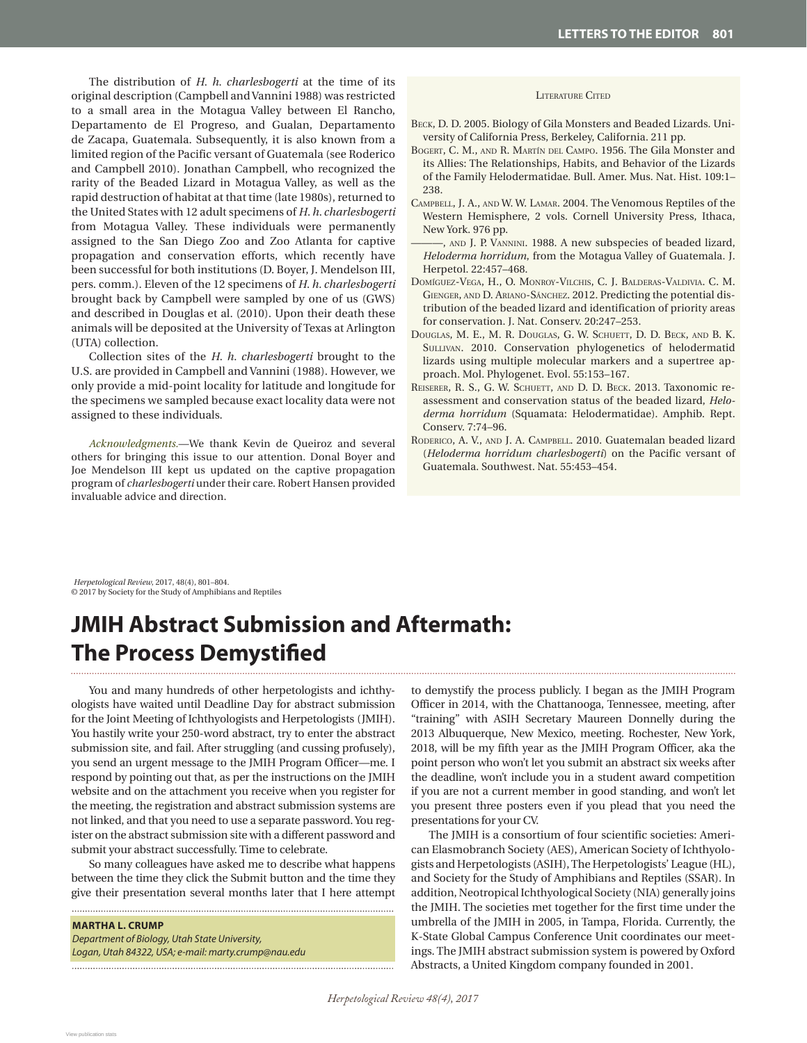The distribution of *H. h. charlesbogerti* at the time of its original description (Campbell and Vannini 1988) was restricted to a small area in the Motagua Valley between El Rancho, Departamento de El Progreso, and Gualan, Departamento de Zacapa, Guatemala. Subsequently, it is also known from a limited region of the Pacific versant of Guatemala (see Roderico and Campbell 2010). Jonathan Campbell, who recognized the rarity of the Beaded Lizard in Motagua Valley, as well as the rapid destruction of habitat at that time (late 1980s), returned to the United States with 12 adult specimens of *H. h. charlesbogerti* from Motagua Valley. These individuals were permanently assigned to the San Diego Zoo and Zoo Atlanta for captive propagation and conservation efforts, which recently have been successful for both institutions (D. Boyer, J. Mendelson III, pers. comm.). Eleven of the 12 specimens of *H. h. charlesbogerti* brought back by Campbell were sampled by one of us (GWS) and described in Douglas et al. (2010). Upon their death these animals will be deposited at the University of Texas at Arlington (UTA) collection.

Collection sites of the *H. h. charlesbogerti* brought to the U.S. are provided in Campbell and Vannini (1988). However, we only provide a mid-point locality for latitude and longitude for the specimens we sampled because exact locality data were not assigned to these individuals.

*Acknowledgments.*—We thank Kevin de Queiroz and several others for bringing this issue to our attention. Donal Boyer and Joe Mendelson III kept us updated on the captive propagation program of *charlesbogerti* under their care. Robert Hansen provided invaluable advice and direction.

#### Literature Cited

Beck, D. D. 2005. Biology of Gila Monsters and Beaded Lizards. University of California Press, Berkeley, California. 211 pp.

Bogert, C. M., and R. Martín del Campo. 1956. The Gila Monster and its Allies: The Relationships, Habits, and Behavior of the Lizards of the Family Helodermatidae. Bull. Amer. Mus. Nat. Hist. 109:1–238.

Campbell, J. A., and W. W. Lamar. 2004. The Venomous Reptiles of the Western Hemisphere, 2 vols. Cornell University Press, Ithaca, New York. 976 pp.

———, and J. P. Vannini. 1988. A new subspecies of beaded lizard, *Heloderma horridum*, from the Motagua Valley of Guatemala. J. Herpetol. 22:457–468.

Domíguez-Vega, H., O. Monroy-Vilchis, C. J. Balderas-Valdivia. C. M. Gienger, and D. Ariano-Sánchez. 2012. Predicting the potential distribution of the beaded lizard and identification of priority areas for conservation. J. Nat. Conserv. 20:247–253.

Douglas, M. E., M. R. Douglas, G. W. Schuett, D. D. Beck, and B. K. Sullivan. 2010. Conservation phylogenetics of helodermatid lizards using multiple molecular markers and a supertree approach. Mol. Phylogenet. Evol. 55:153–167.

Reiserer, R. S., G. W. Schuett, and D. D. Beck. 2013. Taxonomic reassessment and conservation status of the beaded lizard, *Heloderma horridum* (Squamata: Helodermatidae). Amphib. Rept. Conserv. 7:74–96.

Roderico, A. V., and J. A. Campbell. 2010. Guatemalan beaded lizard (*Heloderma horridum charlesbogerti*) on the Pacific versant of Guatemala. Southwest. Nat. 55:453–454.

*Herpetological Review*, 2017, 48(4), 801–804.
© 2017 by Society for the Study of Amphibians and Reptiles

# JMIH Abstract Submission and Aftermath: The Process Demystified

**MARTHA L. CRUMP**
*Department of Biology, Utah State University, Logan, Utah 84322, USA; e-mail: marty.crump@nau.edu*

You and many hundreds of other herpetologists and ichthyologists have waited until Deadline Day for abstract submission for the Joint Meeting of Ichthyologists and Herpetologists (JMIH). You hastily write your 250-word abstract, try to enter the abstract submission site, and fail. After struggling (and cussing profusely), you send an urgent message to the JMIH Program Officer—me. I respond by pointing out that, as per the instructions on the JMIH website and on the attachment you receive when you register for the meeting, the registration and abstract submission systems are not linked, and that you need to use a separate password. You register on the abstract submission site with a different password and submit your abstract successfully. Time to celebrate.

So many colleagues have asked me to describe what happens between the time they click the Submit button and the time they give their presentation several months later that I here attempt to demystify the process publicly. I began as the JMIH Program Officer in 2014, with the Chattanooga, Tennessee, meeting, after "training" with ASIH Secretary Maureen Donnelly during the 2013 Albuquerque, New Mexico, meeting. Rochester, New York, 2018, will be my fifth year as the JMIH Program Officer, aka the point person who won't let you submit an abstract six weeks after the deadline, won't include you in a student award competition if you are not a current member in good standing, and won't let you present three posters even if you plead that you need the presentations for your CV.

The JMIH is a consortium of four scientific societies: American Elasmobranch Society (AES), American Society of Ichthyologists and Herpetologists (ASIH), The Herpetologists' League (HL), and Society for the Study of Amphibians and Reptiles (SSAR). In addition, Neotropical Ichthyological Society (NIA) generally joins the JMIH. The societies met together for the first time under the umbrella of the JMIH in 2005, in Tampa, Florida. Currently, the K-State Global Campus Conference Unit coordinates our meetings. The JMIH abstract submission system is powered by Oxford Abstracts, a United Kingdom company founded in 2001.